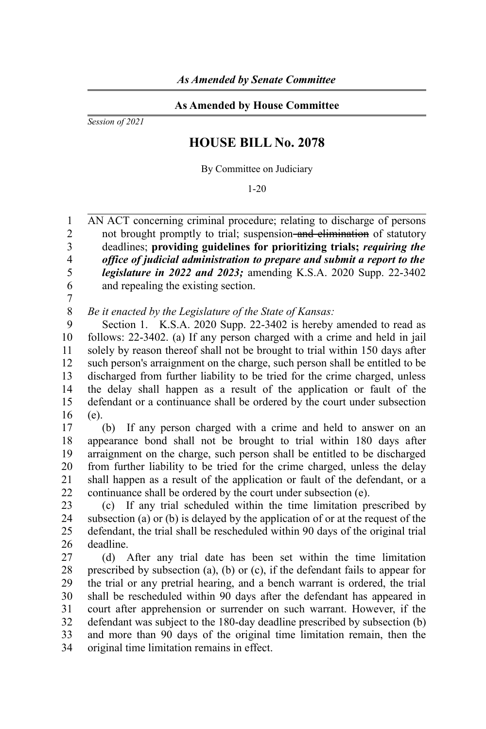*As Amended by Senate Committee*

**As Amended by House Committee**

*Session of 2021*

# HOUSE BILL No. 2078

By Committee on Judiciary

1-20

AN ACT concerning criminal procedure; relating to discharge of persons not brought promptly to trial; suspension ~~and elimination~~ of statutory deadlines; **providing guidelines for prioritizing trials;** ***requiring the office of judicial administration to prepare and submit a report to the legislature in 2022 and 2023;*** amending K.S.A. 2020 Supp. 22-3402 and repealing the existing section.

*Be it enacted by the Legislature of the State of Kansas:*

Section 1. K.S.A. 2020 Supp. 22-3402 is hereby amended to read as follows: 22-3402. (a) If any person charged with a crime and held in jail solely by reason thereof shall not be brought to trial within 150 days after such person's arraignment on the charge, such person shall be entitled to be discharged from further liability to be tried for the crime charged, unless the delay shall happen as a result of the application or fault of the defendant or a continuance shall be ordered by the court under subsection (e).

(b) If any person charged with a crime and held to answer on an appearance bond shall not be brought to trial within 180 days after arraignment on the charge, such person shall be entitled to be discharged from further liability to be tried for the crime charged, unless the delay shall happen as a result of the application or fault of the defendant, or a continuance shall be ordered by the court under subsection (e).

(c) If any trial scheduled within the time limitation prescribed by subsection (a) or (b) is delayed by the application of or at the request of the defendant, the trial shall be rescheduled within 90 days of the original trial deadline.

(d) After any trial date has been set within the time limitation prescribed by subsection (a), (b) or (c), if the defendant fails to appear for the trial or any pretrial hearing, and a bench warrant is ordered, the trial shall be rescheduled within 90 days after the defendant has appeared in court after apprehension or surrender on such warrant. However, if the defendant was subject to the 180-day deadline prescribed by subsection (b) and more than 90 days of the original time limitation remain, then the original time limitation remains in effect.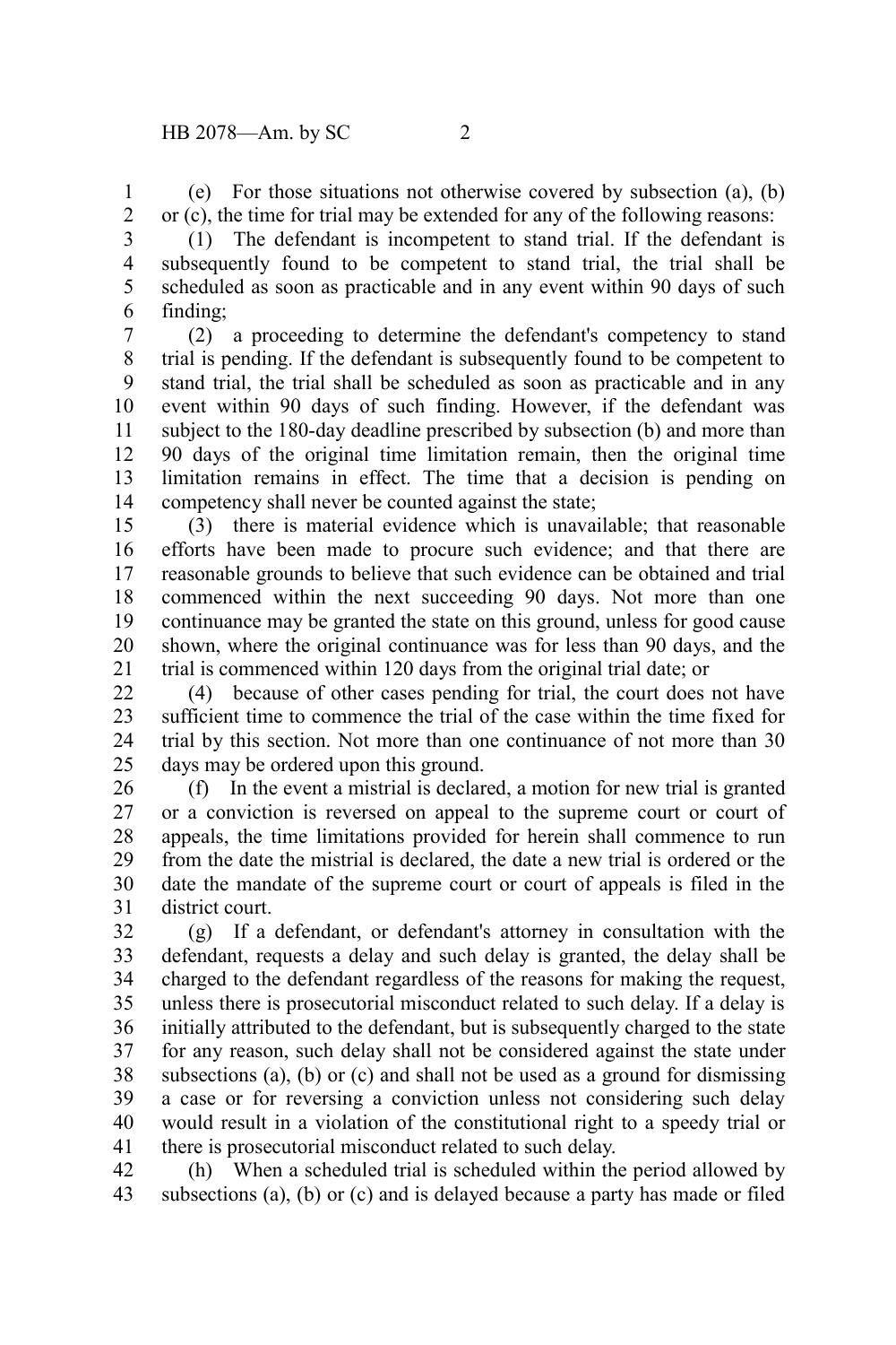(e) For those situations not otherwise covered by subsection (a), (b) or (c), the time for trial may be extended for any of the following reasons:

(1) The defendant is incompetent to stand trial. If the defendant is subsequently found to be competent to stand trial, the trial shall be scheduled as soon as practicable and in any event within 90 days of such finding;

(2) a proceeding to determine the defendant's competency to stand trial is pending. If the defendant is subsequently found to be competent to stand trial, the trial shall be scheduled as soon as practicable and in any event within 90 days of such finding. However, if the defendant was subject to the 180-day deadline prescribed by subsection (b) and more than 90 days of the original time limitation remain, then the original time limitation remains in effect. The time that a decision is pending on competency shall never be counted against the state;

(3) there is material evidence which is unavailable; that reasonable efforts have been made to procure such evidence; and that there are reasonable grounds to believe that such evidence can be obtained and trial commenced within the next succeeding 90 days. Not more than one continuance may be granted the state on this ground, unless for good cause shown, where the original continuance was for less than 90 days, and the trial is commenced within 120 days from the original trial date; or

(4) because of other cases pending for trial, the court does not have sufficient time to commence the trial of the case within the time fixed for trial by this section. Not more than one continuance of not more than 30 days may be ordered upon this ground.

(f) In the event a mistrial is declared, a motion for new trial is granted or a conviction is reversed on appeal to the supreme court or court of appeals, the time limitations provided for herein shall commence to run from the date the mistrial is declared, the date a new trial is ordered or the date the mandate of the supreme court or court of appeals is filed in the district court.

(g) If a defendant, or defendant's attorney in consultation with the defendant, requests a delay and such delay is granted, the delay shall be charged to the defendant regardless of the reasons for making the request, unless there is prosecutorial misconduct related to such delay. If a delay is initially attributed to the defendant, but is subsequently charged to the state for any reason, such delay shall not be considered against the state under subsections (a), (b) or (c) and shall not be used as a ground for dismissing a case or for reversing a conviction unless not considering such delay would result in a violation of the constitutional right to a speedy trial or there is prosecutorial misconduct related to such delay.

(h) When a scheduled trial is scheduled within the period allowed by subsections (a), (b) or (c) and is delayed because a party has made or filed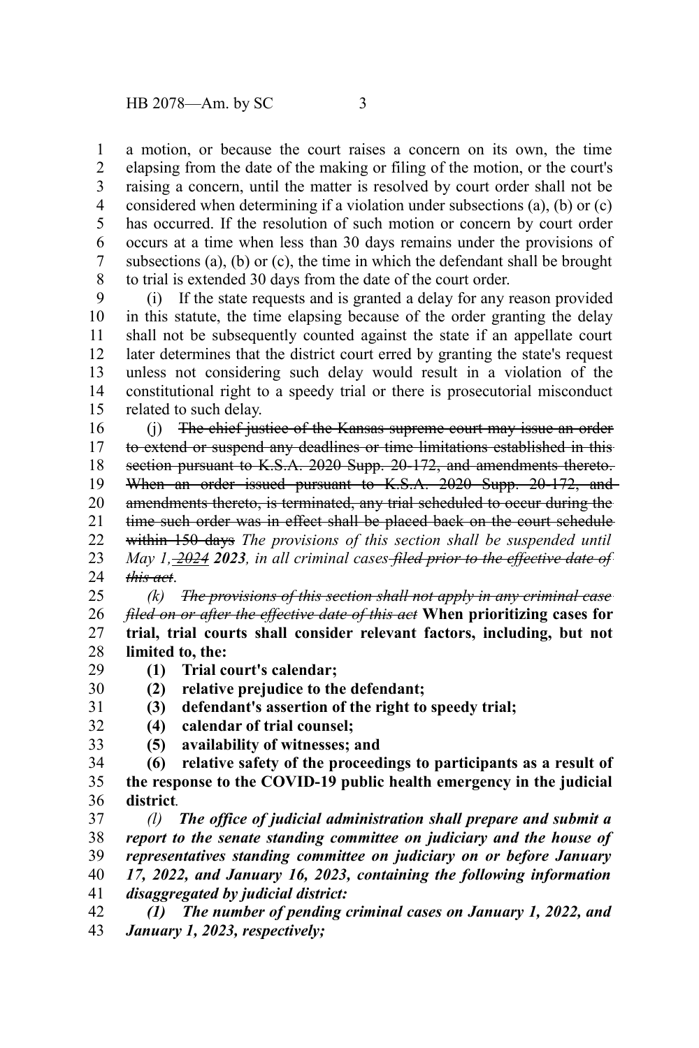a motion, or because the court raises a concern on its own, the time elapsing from the date of the making or filing of the motion, or the court's raising a concern, until the matter is resolved by court order shall not be considered when determining if a violation under subsections (a), (b) or (c) has occurred. If the resolution of such motion or concern by court order occurs at a time when less than 30 days remains under the provisions of subsections (a), (b) or (c), the time in which the defendant shall be brought to trial is extended 30 days from the date of the court order.

(i) If the state requests and is granted a delay for any reason provided in this statute, the time elapsing because of the order granting the delay shall not be subsequently counted against the state if an appellate court later determines that the district court erred by granting the state's request unless not considering such delay would result in a violation of the constitutional right to a speedy trial or there is prosecutorial misconduct related to such delay.

(j) ~~The chief justice of the Kansas supreme court may issue an order to extend or suspend any deadlines or time limitations established in this section pursuant to K.S.A. 2020 Supp. 20-172, and amendments thereto. When an order issued pursuant to K.S.A. 2020 Supp. 20-172, and amendments thereto, is terminated, any trial scheduled to occur during the time such order was in effect shall be placed back on the court schedule within 150 days~~ *The provisions of this section shall be suspended until May 1, ~~2024~~* ***2023****, in all criminal cases ~~filed prior to the effective date of this act~~.*

*(k) ~~The provisions of this section shall not apply in any criminal case filed on or after the effective date of this act~~* **When prioritizing cases for trial, trial courts shall consider relevant factors, including, but not limited to, the:**

**(1) Trial court's calendar;**

**(2) relative prejudice to the defendant;**

**(3) defendant's assertion of the right to speedy trial;**

**(4) calendar of trial counsel;**

**(5) availability of witnesses; and**

**(6) relative safety of the proceedings to participants as a result of the response to the COVID-19 public health emergency in the judicial district***.*

***(l) The office of judicial administration shall prepare and submit a report to the senate standing committee on judiciary and the house of representatives standing committee on judiciary on or before January 17, 2022, and January 16, 2023, containing the following information disaggregated by judicial district:***

***(1) The number of pending criminal cases on January 1, 2022, and January 1, 2023, respectively;***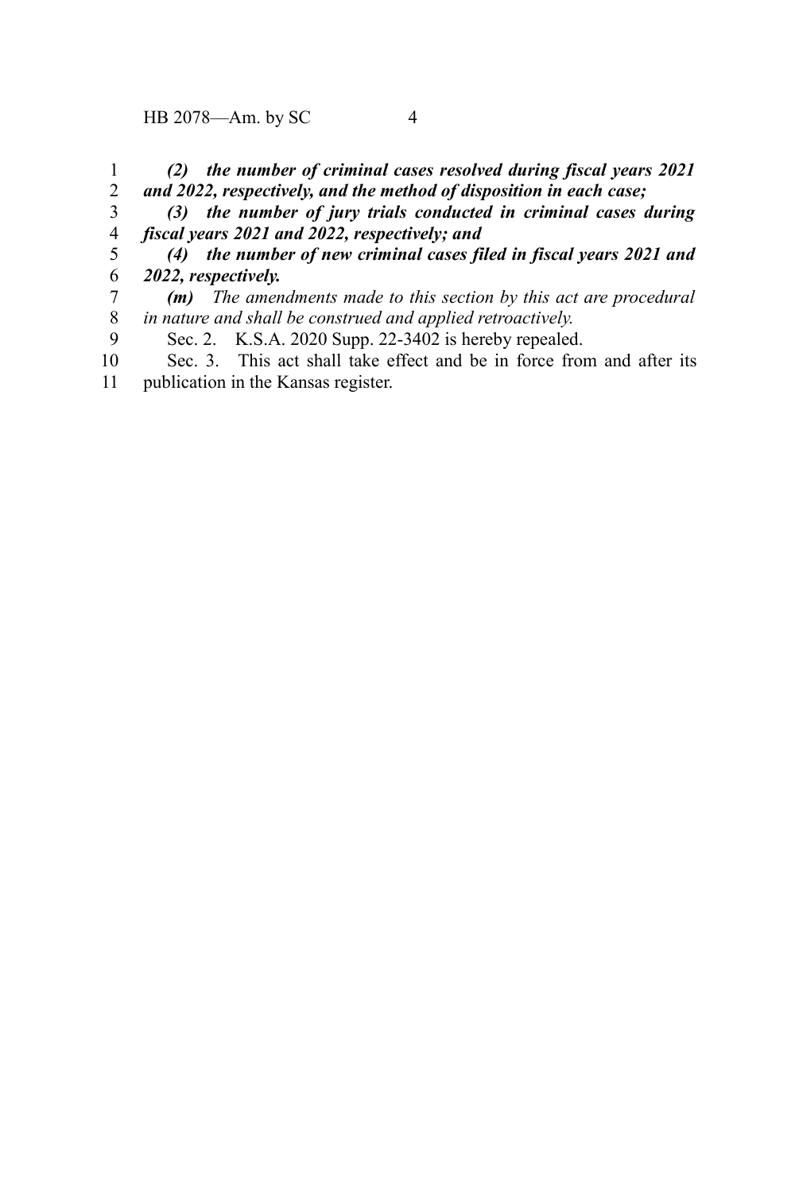***(2) the number of criminal cases resolved during fiscal years 2021 and 2022, respectively, and the method of disposition in each case;***

***(3) the number of jury trials conducted in criminal cases during fiscal years 2021 and 2022, respectively; and***

***(4) the number of new criminal cases filed in fiscal years 2021 and 2022, respectively.***

***(m)*** *The amendments made to this section by this act are procedural in nature and shall be construed and applied retroactively.*

Sec. 2. K.S.A. 2020 Supp. 22-3402 is hereby repealed.

Sec. 3. This act shall take effect and be in force from and after its publication in the Kansas register.